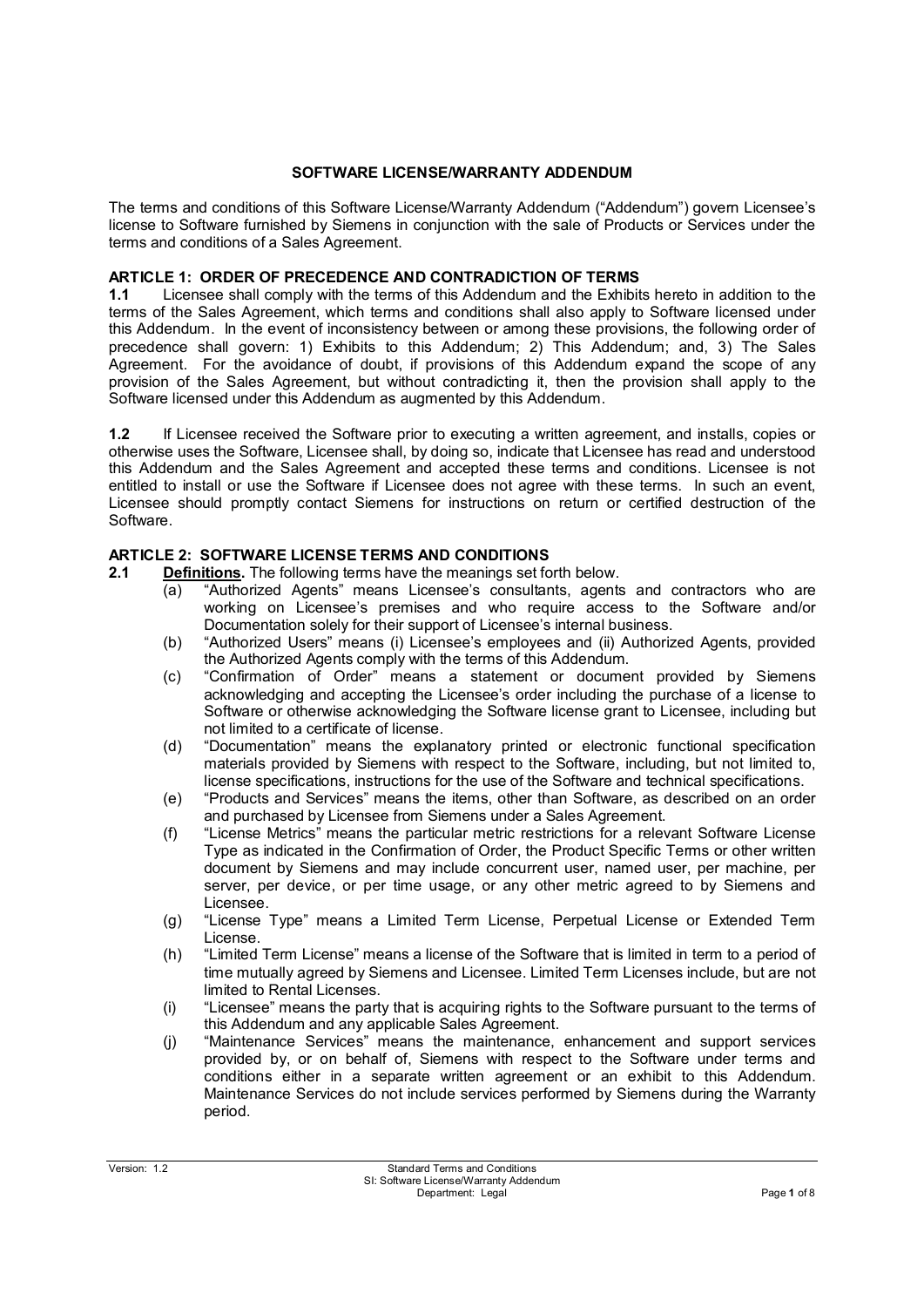# SOFTWARE LICENSE/WARRANTY ADDENDUM

The terms and conditions of this Software License/Warranty Addendum ("Addendum") govern Licensee's license to Software furnished by Siemens in conjunction with the sale of Products or Services under the terms and conditions of a Sales Agreement.

## ARTICLE 1: ORDER OF PRECEDENCE AND CONTRADICTION OF TERMS

**1.1** Licensee shall comply with the terms of this Addendum and the Exhibits hereto in addition to the terms of the Sales Agreement, which terms and conditions shall also apply to Software licensed under this Addendum. In the event of inconsistency between or among these provisions, the following order of precedence shall govern: 1) Exhibits to this Addendum; 2) This Addendum; and, 3) The Sales Agreement. For the avoidance of doubt, if provisions of this Addendum expand the scope of any provision of the Sales Agreement, but without contradicting it, then the provision shall apply to the Software licensed under this Addendum as augmented by this Addendum.

**1.2** If Licensee received the Software prior to executing a written agreement, and installs, copies or otherwise uses the Software, Licensee shall, by doing so, indicate that Licensee has read and understood this Addendum and the Sales Agreement and accepted these terms and conditions. Licensee is not entitled to install or use the Software if Licensee does not agree with these terms. In such an event, Licensee should promptly contact Siemens for instructions on return or certified destruction of the Software.

## ARTICLE 2: SOFTWARE LICENSE TERMS AND CONDITIONS

**2.1** **Definitions.** The following terms have the meanings set forth below.

(a) "Authorized Agents" means Licensee's consultants, agents and contractors who are working on Licensee's premises and who require access to the Software and/or Documentation solely for their support of Licensee's internal business.

(b) "Authorized Users" means (i) Licensee's employees and (ii) Authorized Agents, provided the Authorized Agents comply with the terms of this Addendum.

(c) "Confirmation of Order" means a statement or document provided by Siemens acknowledging and accepting the Licensee's order including the purchase of a license to Software or otherwise acknowledging the Software license grant to Licensee, including but not limited to a certificate of license.

(d) "Documentation" means the explanatory printed or electronic functional specification materials provided by Siemens with respect to the Software, including, but not limited to, license specifications, instructions for the use of the Software and technical specifications.

(e) "Products and Services" means the items, other than Software, as described on an order and purchased by Licensee from Siemens under a Sales Agreement.

(f) "License Metrics" means the particular metric restrictions for a relevant Software License Type as indicated in the Confirmation of Order, the Product Specific Terms or other written document by Siemens and may include concurrent user, named user, per machine, per server, per device, or per time usage, or any other metric agreed to by Siemens and Licensee.

(g) "License Type" means a Limited Term License, Perpetual License or Extended Term License.

(h) "Limited Term License" means a license of the Software that is limited in term to a period of time mutually agreed by Siemens and Licensee. Limited Term Licenses include, but are not limited to Rental Licenses.

(i) "Licensee" means the party that is acquiring rights to the Software pursuant to the terms of this Addendum and any applicable Sales Agreement.

(j) "Maintenance Services" means the maintenance, enhancement and support services provided by, or on behalf of, Siemens with respect to the Software under terms and conditions either in a separate written agreement or an exhibit to this Addendum. Maintenance Services do not include services performed by Siemens during the Warranty period.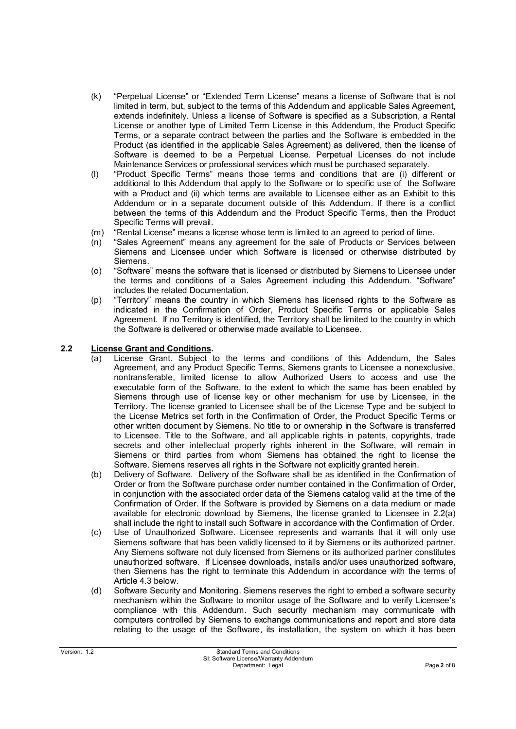(k) "Perpetual License" or "Extended Term License" means a license of Software that is not limited in term, but, subject to the terms of this Addendum and applicable Sales Agreement, extends indefinitely. Unless a license of Software is specified as a Subscription, a Rental License or another type of Limited Term License in this Addendum, the Product Specific Terms, or a separate contract between the parties and the Software is embedded in the Product (as identified in the applicable Sales Agreement) as delivered, then the license of Software is deemed to be a Perpetual License. Perpetual Licenses do not include Maintenance Services or professional services which must be purchased separately.

(l) "Product Specific Terms" means those terms and conditions that are (i) different or additional to this Addendum that apply to the Software or to specific use of the Software with a Product and (ii) which terms are available to Licensee either as an Exhibit to this Addendum or in a separate document outside of this Addendum. If there is a conflict between the terms of this Addendum and the Product Specific Terms, then the Product Specific Terms will prevail.

(m) "Rental License" means a license whose term is limited to an agreed to period of time.

(n) "Sales Agreement" means any agreement for the sale of Products or Services between Siemens and Licensee under which Software is licensed or otherwise distributed by Siemens.

(o) "Software" means the software that is licensed or distributed by Siemens to Licensee under the terms and conditions of a Sales Agreement including this Addendum. "Software" includes the related Documentation.

(p) "Territory" means the country in which Siemens has licensed rights to the Software as indicated in the Confirmation of Order, Product Specific Terms or applicable Sales Agreement. If no Territory is identified, the Territory shall be limited to the country in which the Software is delivered or otherwise made available to Licensee.

**2.2 License Grant and Conditions.**

(a) License Grant. Subject to the terms and conditions of this Addendum, the Sales Agreement, and any Product Specific Terms, Siemens grants to Licensee a nonexclusive, nontransferable, limited license to allow Authorized Users to access and use the executable form of the Software, to the extent to which the same has been enabled by Siemens through use of license key or other mechanism for use by Licensee, in the Territory. The license granted to Licensee shall be of the License Type and be subject to the License Metrics set forth in the Confirmation of Order, the Product Specific Terms or other written document by Siemens. No title to or ownership in the Software is transferred to Licensee. Title to the Software, and all applicable rights in patents, copyrights, trade secrets and other intellectual property rights inherent in the Software, will remain in Siemens or third parties from whom Siemens has obtained the right to license the Software. Siemens reserves all rights in the Software not explicitly granted herein.

(b) Delivery of Software. Delivery of the Software shall be as identified in the Confirmation of Order or from the Software purchase order number contained in the Confirmation of Order, in conjunction with the associated order data of the Siemens catalog valid at the time of the Confirmation of Order. If the Software is provided by Siemens on a data medium or made available for electronic download by Siemens, the license granted to Licensee in 2.2(a) shall include the right to install such Software in accordance with the Confirmation of Order.

(c) Use of Unauthorized Software. Licensee represents and warrants that it will only use Siemens software that has been validly licensed to it by Siemens or its authorized partner. Any Siemens software not duly licensed from Siemens or its authorized partner constitutes unauthorized software. If Licensee downloads, installs and/or uses unauthorized software, then Siemens has the right to terminate this Addendum in accordance with the terms of Article 4.3 below.

(d) Software Security and Monitoring. Siemens reserves the right to embed a software security mechanism within the Software to monitor usage of the Software and to verify Licensee's compliance with this Addendum. Such security mechanism may communicate with computers controlled by Siemens to exchange communications and report and store data relating to the usage of the Software, its installation, the system on which it has been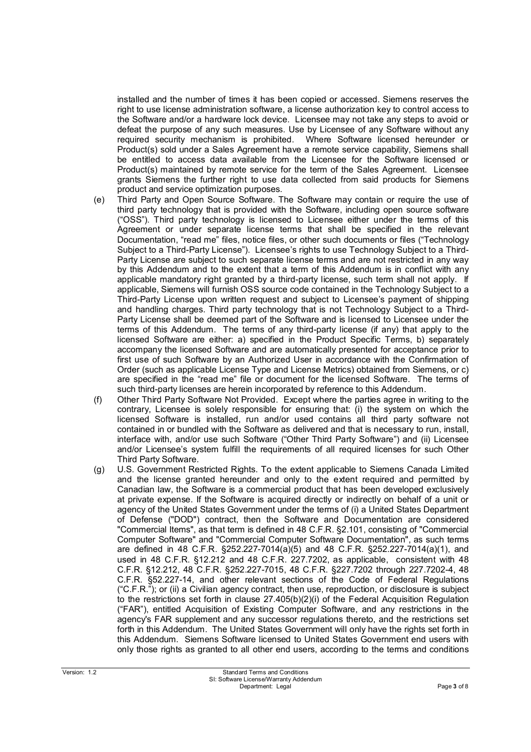installed and the number of times it has been copied or accessed. Siemens reserves the right to use license administration software, a license authorization key to control access to the Software and/or a hardware lock device. Licensee may not take any steps to avoid or defeat the purpose of any such measures. Use by Licensee of any Software without any required security mechanism is prohibited. Where Software licensed hereunder or Product(s) sold under a Sales Agreement have a remote service capability, Siemens shall be entitled to access data available from the Licensee for the Software licensed or Product(s) maintained by remote service for the term of the Sales Agreement. Licensee grants Siemens the further right to use data collected from said products for Siemens product and service optimization purposes.

(e) Third Party and Open Source Software. The Software may contain or require the use of third party technology that is provided with the Software, including open source software ("OSS"). Third party technology is licensed to Licensee either under the terms of this Agreement or under separate license terms that shall be specified in the relevant Documentation, "read me" files, notice files, or other such documents or files ("Technology Subject to a Third-Party License"). Licensee's rights to use Technology Subject to a Third-Party License are subject to such separate license terms and are not restricted in any way by this Addendum and to the extent that a term of this Addendum is in conflict with any applicable mandatory right granted by a third-party license, such term shall not apply. If applicable, Siemens will furnish OSS source code contained in the Technology Subject to a Third-Party License upon written request and subject to Licensee's payment of shipping and handling charges. Third party technology that is not Technology Subject to a Third-Party License shall be deemed part of the Software and is licensed to Licensee under the terms of this Addendum. The terms of any third-party license (if any) that apply to the licensed Software are either: a) specified in the Product Specific Terms, b) separately accompany the licensed Software and are automatically presented for acceptance prior to first use of such Software by an Authorized User in accordance with the Confirmation of Order (such as applicable License Type and License Metrics) obtained from Siemens, or c) are specified in the "read me" file or document for the licensed Software. The terms of such third-party licenses are herein incorporated by reference to this Addendum.

(f) Other Third Party Software Not Provided. Except where the parties agree in writing to the contrary, Licensee is solely responsible for ensuring that: (i) the system on which the licensed Software is installed, run and/or used contains all third party software not contained in or bundled with the Software as delivered and that is necessary to run, install, interface with, and/or use such Software ("Other Third Party Software") and (ii) Licensee and/or Licensee's system fulfill the requirements of all required licenses for such Other Third Party Software.

(g) U.S. Government Restricted Rights. To the extent applicable to Siemens Canada Limited and the license granted hereunder and only to the extent required and permitted by Canadian law, the Software is a commercial product that has been developed exclusively at private expense. If the Software is acquired directly or indirectly on behalf of a unit or agency of the United States Government under the terms of (i) a United States Department of Defense ("DOD") contract, then the Software and Documentation are considered "Commercial Items", as that term is defined in 48 C.F.R. §2.101, consisting of "Commercial Computer Software" and "Commercial Computer Software Documentation", as such terms are defined in 48 C.F.R. §252.227-7014(a)(5) and 48 C.F.R. §252.227-7014(a)(1), and used in 48 C.F.R. §12.212 and 48 C.F.R. 227.7202, as applicable, consistent with 48 C.F.R. §12.212, 48 C.F.R. §252.227-7015, 48 C.F.R. §227.7202 through 227.7202-4, 48 C.F.R. §52.227-14, and other relevant sections of the Code of Federal Regulations ("C.F.R."); or (ii) a Civilian agency contract, then use, reproduction, or disclosure is subject to the restrictions set forth in clause 27.405(b)(2)(i) of the Federal Acquisition Regulation ("FAR"), entitled Acquisition of Existing Computer Software, and any restrictions in the agency's FAR supplement and any successor regulations thereto, and the restrictions set forth in this Addendum. The United States Government will only have the rights set forth in this Addendum. Siemens Software licensed to United States Government end users with only those rights as granted to all other end users, according to the terms and conditions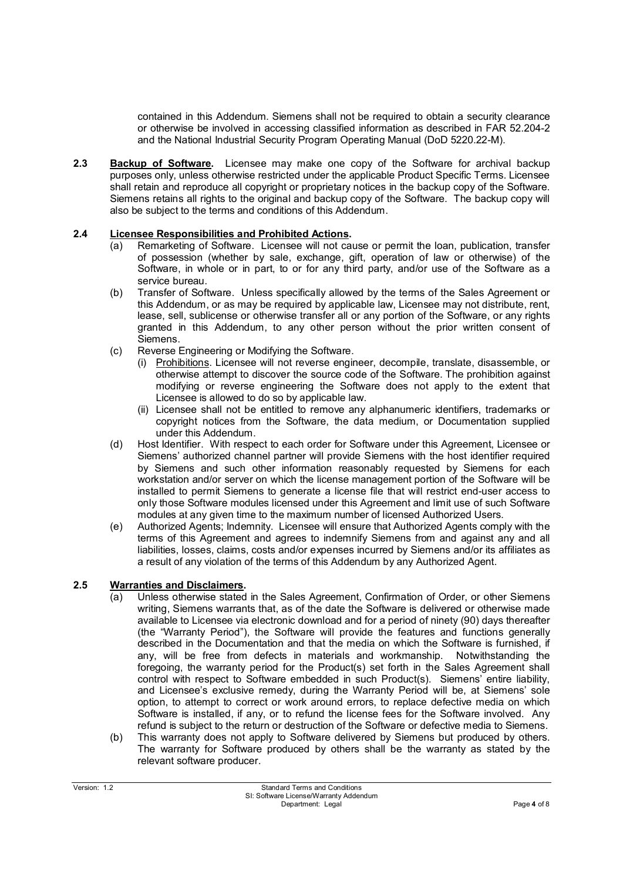contained in this Addendum. Siemens shall not be required to obtain a security clearance or otherwise be involved in accessing classified information as described in FAR 52.204-2 and the National Industrial Security Program Operating Manual (DoD 5220.22-M).

**2.3** **Backup of Software.** Licensee may make one copy of the Software for archival backup purposes only, unless otherwise restricted under the applicable Product Specific Terms. Licensee shall retain and reproduce all copyright or proprietary notices in the backup copy of the Software. Siemens retains all rights to the original and backup copy of the Software. The backup copy will also be subject to the terms and conditions of this Addendum.

**2.4** **Licensee Responsibilities and Prohibited Actions.**

(a) Remarketing of Software. Licensee will not cause or permit the loan, publication, transfer of possession (whether by sale, exchange, gift, operation of law or otherwise) of the Software, in whole or in part, to or for any third party, and/or use of the Software as a service bureau.

(b) Transfer of Software. Unless specifically allowed by the terms of the Sales Agreement or this Addendum, or as may be required by applicable law, Licensee may not distribute, rent, lease, sell, sublicense or otherwise transfer all or any portion of the Software, or any rights granted in this Addendum, to any other person without the prior written consent of Siemens.

(c) Reverse Engineering or Modifying the Software.

(i) Prohibitions. Licensee will not reverse engineer, decompile, translate, disassemble, or otherwise attempt to discover the source code of the Software. The prohibition against modifying or reverse engineering the Software does not apply to the extent that Licensee is allowed to do so by applicable law.

(ii) Licensee shall not be entitled to remove any alphanumeric identifiers, trademarks or copyright notices from the Software, the data medium, or Documentation supplied under this Addendum.

(d) Host Identifier. With respect to each order for Software under this Agreement, Licensee or Siemens' authorized channel partner will provide Siemens with the host identifier required by Siemens and such other information reasonably requested by Siemens for each workstation and/or server on which the license management portion of the Software will be installed to permit Siemens to generate a license file that will restrict end-user access to only those Software modules licensed under this Agreement and limit use of such Software modules at any given time to the maximum number of licensed Authorized Users.

(e) Authorized Agents; Indemnity. Licensee will ensure that Authorized Agents comply with the terms of this Agreement and agrees to indemnify Siemens from and against any and all liabilities, losses, claims, costs and/or expenses incurred by Siemens and/or its affiliates as a result of any violation of the terms of this Addendum by any Authorized Agent.

**2.5** **Warranties and Disclaimers.**

(a) Unless otherwise stated in the Sales Agreement, Confirmation of Order, or other Siemens writing, Siemens warrants that, as of the date the Software is delivered or otherwise made available to Licensee via electronic download and for a period of ninety (90) days thereafter (the "Warranty Period"), the Software will provide the features and functions generally described in the Documentation and that the media on which the Software is furnished, if any, will be free from defects in materials and workmanship. Notwithstanding the foregoing, the warranty period for the Product(s) set forth in the Sales Agreement shall control with respect to Software embedded in such Product(s). Siemens' entire liability, and Licensee's exclusive remedy, during the Warranty Period will be, at Siemens' sole option, to attempt to correct or work around errors, to replace defective media on which Software is installed, if any, or to refund the license fees for the Software involved. Any refund is subject to the return or destruction of the Software or defective media to Siemens.

(b) This warranty does not apply to Software delivered by Siemens but produced by others. The warranty for Software produced by others shall be the warranty as stated by the relevant software producer.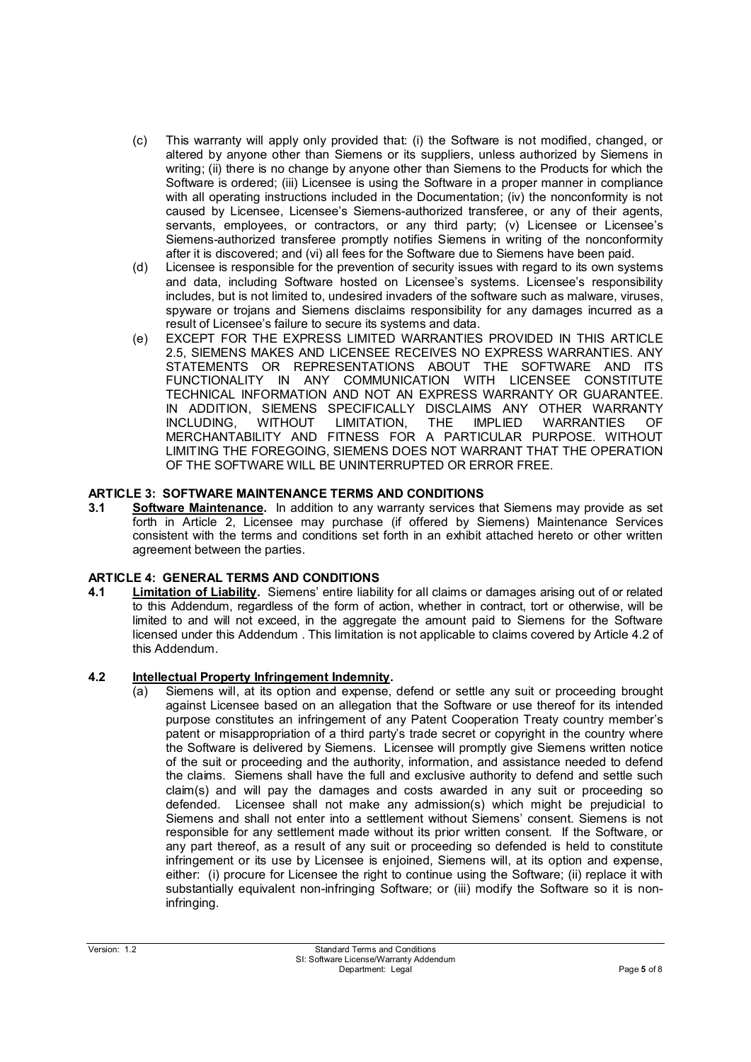(c) This warranty will apply only provided that: (i) the Software is not modified, changed, or altered by anyone other than Siemens or its suppliers, unless authorized by Siemens in writing; (ii) there is no change by anyone other than Siemens to the Products for which the Software is ordered; (iii) Licensee is using the Software in a proper manner in compliance with all operating instructions included in the Documentation; (iv) the nonconformity is not caused by Licensee, Licensee's Siemens-authorized transferee, or any of their agents, servants, employees, or contractors, or any third party; (v) Licensee or Licensee's Siemens-authorized transferee promptly notifies Siemens in writing of the nonconformity after it is discovered; and (vi) all fees for the Software due to Siemens have been paid.

(d) Licensee is responsible for the prevention of security issues with regard to its own systems and data, including Software hosted on Licensee's systems. Licensee's responsibility includes, but is not limited to, undesired invaders of the software such as malware, viruses, spyware or trojans and Siemens disclaims responsibility for any damages incurred as a result of Licensee's failure to secure its systems and data.

(e) EXCEPT FOR THE EXPRESS LIMITED WARRANTIES PROVIDED IN THIS ARTICLE 2.5, SIEMENS MAKES AND LICENSEE RECEIVES NO EXPRESS WARRANTIES. ANY STATEMENTS OR REPRESENTATIONS ABOUT THE SOFTWARE AND ITS FUNCTIONALITY IN ANY COMMUNICATION WITH LICENSEE CONSTITUTE TECHNICAL INFORMATION AND NOT AN EXPRESS WARRANTY OR GUARANTEE. IN ADDITION, SIEMENS SPECIFICALLY DISCLAIMS ANY OTHER WARRANTY INCLUDING, WITHOUT LIMITATION, THE IMPLIED WARRANTIES OF MERCHANTABILITY AND FITNESS FOR A PARTICULAR PURPOSE. WITHOUT LIMITING THE FOREGOING, SIEMENS DOES NOT WARRANT THAT THE OPERATION OF THE SOFTWARE WILL BE UNINTERRUPTED OR ERROR FREE.

## ARTICLE 3: SOFTWARE MAINTENANCE TERMS AND CONDITIONS

**3.1 Software Maintenance.** In addition to any warranty services that Siemens may provide as set forth in Article 2, Licensee may purchase (if offered by Siemens) Maintenance Services consistent with the terms and conditions set forth in an exhibit attached hereto or other written agreement between the parties.

## ARTICLE 4: GENERAL TERMS AND CONDITIONS

**4.1 Limitation of Liability.** Siemens' entire liability for all claims or damages arising out of or related to this Addendum, regardless of the form of action, whether in contract, tort or otherwise, will be limited to and will not exceed, in the aggregate the amount paid to Siemens for the Software licensed under this Addendum . This limitation is not applicable to claims covered by Article 4.2 of this Addendum.

**4.2 Intellectual Property Infringement Indemnity.**

(a) Siemens will, at its option and expense, defend or settle any suit or proceeding brought against Licensee based on an allegation that the Software or use thereof for its intended purpose constitutes an infringement of any Patent Cooperation Treaty country member's patent or misappropriation of a third party's trade secret or copyright in the country where the Software is delivered by Siemens. Licensee will promptly give Siemens written notice of the suit or proceeding and the authority, information, and assistance needed to defend the claims. Siemens shall have the full and exclusive authority to defend and settle such claim(s) and will pay the damages and costs awarded in any suit or proceeding so defended. Licensee shall not make any admission(s) which might be prejudicial to Siemens and shall not enter into a settlement without Siemens' consent. Siemens is not responsible for any settlement made without its prior written consent. If the Software, or any part thereof, as a result of any suit or proceeding so defended is held to constitute infringement or its use by Licensee is enjoined, Siemens will, at its option and expense, either: (i) procure for Licensee the right to continue using the Software; (ii) replace it with substantially equivalent non-infringing Software; or (iii) modify the Software so it is non-infringing.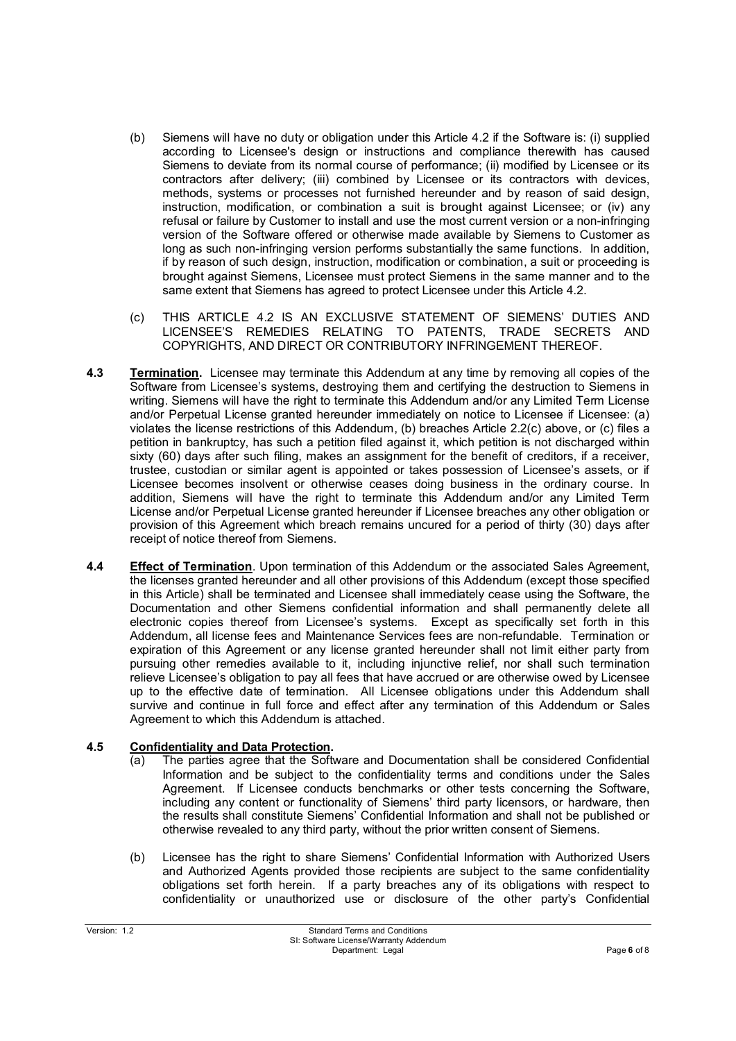(b) Siemens will have no duty or obligation under this Article 4.2 if the Software is: (i) supplied according to Licensee's design or instructions and compliance therewith has caused Siemens to deviate from its normal course of performance; (ii) modified by Licensee or its contractors after delivery; (iii) combined by Licensee or its contractors with devices, methods, systems or processes not furnished hereunder and by reason of said design, instruction, modification, or combination a suit is brought against Licensee; or (iv) any refusal or failure by Customer to install and use the most current version or a non-infringing version of the Software offered or otherwise made available by Siemens to Customer as long as such non-infringing version performs substantially the same functions. In addition, if by reason of such design, instruction, modification or combination, a suit or proceeding is brought against Siemens, Licensee must protect Siemens in the same manner and to the same extent that Siemens has agreed to protect Licensee under this Article 4.2.

(c) THIS ARTICLE 4.2 IS AN EXCLUSIVE STATEMENT OF SIEMENS' DUTIES AND LICENSEE'S REMEDIES RELATING TO PATENTS, TRADE SECRETS AND COPYRIGHTS, AND DIRECT OR CONTRIBUTORY INFRINGEMENT THEREOF.

**4.3** **Termination.** Licensee may terminate this Addendum at any time by removing all copies of the Software from Licensee's systems, destroying them and certifying the destruction to Siemens in writing. Siemens will have the right to terminate this Addendum and/or any Limited Term License and/or Perpetual License granted hereunder immediately on notice to Licensee if Licensee: (a) violates the license restrictions of this Addendum, (b) breaches Article 2.2(c) above, or (c) files a petition in bankruptcy, has such a petition filed against it, which petition is not discharged within sixty (60) days after such filing, makes an assignment for the benefit of creditors, if a receiver, trustee, custodian or similar agent is appointed or takes possession of Licensee's assets, or if Licensee becomes insolvent or otherwise ceases doing business in the ordinary course. In addition, Siemens will have the right to terminate this Addendum and/or any Limited Term License and/or Perpetual License granted hereunder if Licensee breaches any other obligation or provision of this Agreement which breach remains uncured for a period of thirty (30) days after receipt of notice thereof from Siemens.

**4.4** **Effect of Termination**. Upon termination of this Addendum or the associated Sales Agreement, the licenses granted hereunder and all other provisions of this Addendum (except those specified in this Article) shall be terminated and Licensee shall immediately cease using the Software, the Documentation and other Siemens confidential information and shall permanently delete all electronic copies thereof from Licensee's systems. Except as specifically set forth in this Addendum, all license fees and Maintenance Services fees are non-refundable. Termination or expiration of this Agreement or any license granted hereunder shall not limit either party from pursuing other remedies available to it, including injunctive relief, nor shall such termination relieve Licensee's obligation to pay all fees that have accrued or are otherwise owed by Licensee up to the effective date of termination. All Licensee obligations under this Addendum shall survive and continue in full force and effect after any termination of this Addendum or Sales Agreement to which this Addendum is attached.

**4.5** **Confidentiality and Data Protection.**

(a) The parties agree that the Software and Documentation shall be considered Confidential Information and be subject to the confidentiality terms and conditions under the Sales Agreement. If Licensee conducts benchmarks or other tests concerning the Software, including any content or functionality of Siemens' third party licensors, or hardware, then the results shall constitute Siemens' Confidential Information and shall not be published or otherwise revealed to any third party, without the prior written consent of Siemens.

(b) Licensee has the right to share Siemens' Confidential Information with Authorized Users and Authorized Agents provided those recipients are subject to the same confidentiality obligations set forth herein. If a party breaches any of its obligations with respect to confidentiality or unauthorized use or disclosure of the other party's Confidential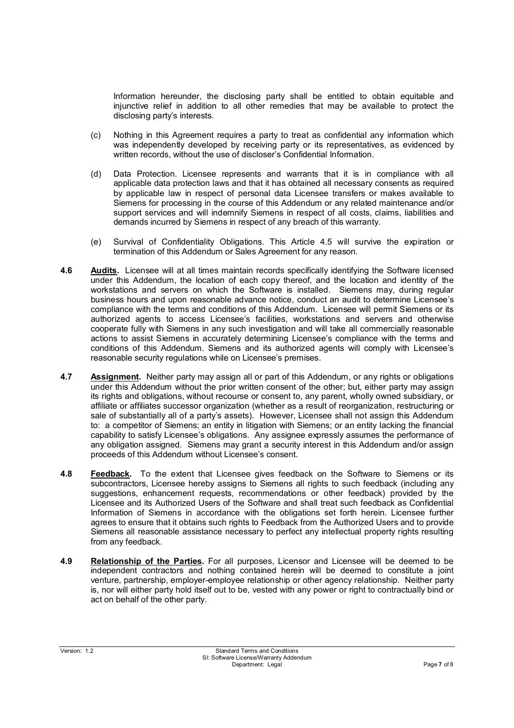Information hereunder, the disclosing party shall be entitled to obtain equitable and injunctive relief in addition to all other remedies that may be available to protect the disclosing party's interests.

(c) Nothing in this Agreement requires a party to treat as confidential any information which was independently developed by receiving party or its representatives, as evidenced by written records, without the use of discloser's Confidential Information.

(d) Data Protection. Licensee represents and warrants that it is in compliance with all applicable data protection laws and that it has obtained all necessary consents as required by applicable law in respect of personal data Licensee transfers or makes available to Siemens for processing in the course of this Addendum or any related maintenance and/or support services and will indemnify Siemens in respect of all costs, claims, liabilities and demands incurred by Siemens in respect of any breach of this warranty.

(e) Survival of Confidentiality Obligations. This Article 4.5 will survive the expiration or termination of this Addendum or Sales Agreement for any reason.

**4.6** **<u>Audits</u>.** Licensee will at all times maintain records specifically identifying the Software licensed under this Addendum, the location of each copy thereof, and the location and identity of the workstations and servers on which the Software is installed. Siemens may, during regular business hours and upon reasonable advance notice, conduct an audit to determine Licensee's compliance with the terms and conditions of this Addendum. Licensee will permit Siemens or its authorized agents to access Licensee's facilities, workstations and servers and otherwise cooperate fully with Siemens in any such investigation and will take all commercially reasonable actions to assist Siemens in accurately determining Licensee's compliance with the terms and conditions of this Addendum. Siemens and its authorized agents will comply with Licensee's reasonable security regulations while on Licensee's premises.

**4.7** **<u>Assignment</u>.** Neither party may assign all or part of this Addendum, or any rights or obligations under this Addendum without the prior written consent of the other; but, either party may assign its rights and obligations, without recourse or consent to, any parent, wholly owned subsidiary, or affiliate or affiliates successor organization (whether as a result of reorganization, restructuring or sale of substantially all of a party's assets). However, Licensee shall not assign this Addendum to: a competitor of Siemens; an entity in litigation with Siemens; or an entity lacking the financial capability to satisfy Licensee's obligations. Any assignee expressly assumes the performance of any obligation assigned. Siemens may grant a security interest in this Addendum and/or assign proceeds of this Addendum without Licensee's consent.

**4.8** **<u>Feedback</u>.** To the extent that Licensee gives feedback on the Software to Siemens or its subcontractors, Licensee hereby assigns to Siemens all rights to such feedback (including any suggestions, enhancement requests, recommendations or other feedback) provided by the Licensee and its Authorized Users of the Software and shall treat such feedback as Confidential Information of Siemens in accordance with the obligations set forth herein. Licensee further agrees to ensure that it obtains such rights to Feedback from the Authorized Users and to provide Siemens all reasonable assistance necessary to perfect any intellectual property rights resulting from any feedback.

**4.9** **<u>Relationship of the Parties</u>.** For all purposes, Licensor and Licensee will be deemed to be independent contractors and nothing contained herein will be deemed to constitute a joint venture, partnership, employer-employee relationship or other agency relationship. Neither party is, nor will either party hold itself out to be, vested with any power or right to contractually bind or act on behalf of the other party.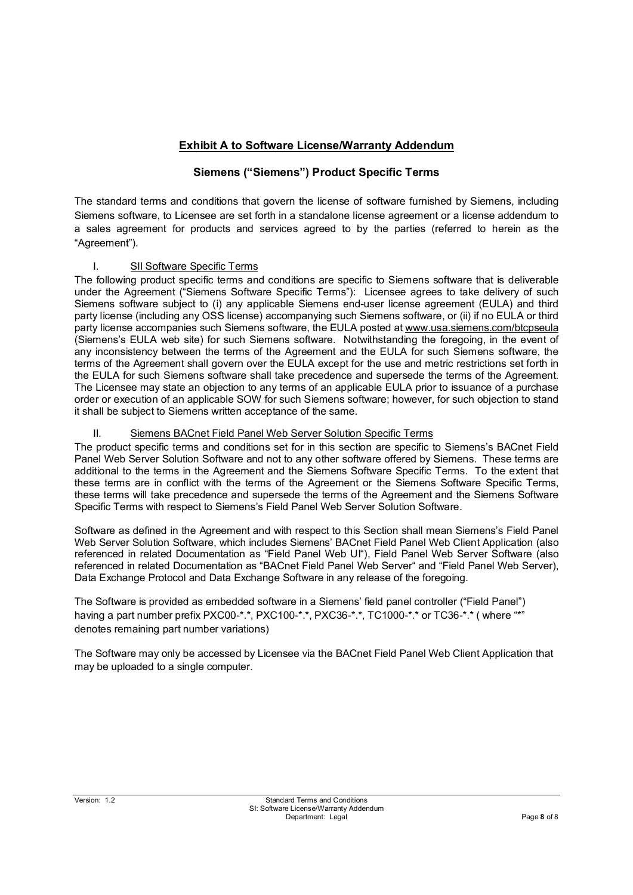## Exhibit A to Software License/Warranty Addendum

### Siemens ("Siemens") Product Specific Terms

The standard terms and conditions that govern the license of software furnished by Siemens, including Siemens software, to Licensee are set forth in a standalone license agreement or a license addendum to a sales agreement for products and services agreed to by the parties (referred to herein as the "Agreement").

I. SII Software Specific Terms

The following product specific terms and conditions are specific to Siemens software that is deliverable under the Agreement ("Siemens Software Specific Terms"): Licensee agrees to take delivery of such Siemens software subject to (i) any applicable Siemens end-user license agreement (EULA) and third party license (including any OSS license) accompanying such Siemens software, or (ii) if no EULA or third party license accompanies such Siemens software, the EULA posted at www.usa.siemens.com/btcpseula (Siemens's EULA web site) for such Siemens software. Notwithstanding the foregoing, in the event of any inconsistency between the terms of the Agreement and the EULA for such Siemens software, the terms of the Agreement shall govern over the EULA except for the use and metric restrictions set forth in the EULA for such Siemens software shall take precedence and supersede the terms of the Agreement. The Licensee may state an objection to any terms of an applicable EULA prior to issuance of a purchase order or execution of an applicable SOW for such Siemens software; however, for such objection to stand it shall be subject to Siemens written acceptance of the same.

II. Siemens BACnet Field Panel Web Server Solution Specific Terms

The product specific terms and conditions set for in this section are specific to Siemens's BACnet Field Panel Web Server Solution Software and not to any other software offered by Siemens. These terms are additional to the terms in the Agreement and the Siemens Software Specific Terms. To the extent that these terms are in conflict with the terms of the Agreement or the Siemens Software Specific Terms, these terms will take precedence and supersede the terms of the Agreement and the Siemens Software Specific Terms with respect to Siemens's Field Panel Web Server Solution Software.

Software as defined in the Agreement and with respect to this Section shall mean Siemens's Field Panel Web Server Solution Software, which includes Siemens' BACnet Field Panel Web Client Application (also referenced in related Documentation as "Field Panel Web UI"), Field Panel Web Server Software (also referenced in related Documentation as "BACnet Field Panel Web Server" and "Field Panel Web Server), Data Exchange Protocol and Data Exchange Software in any release of the foregoing.

The Software is provided as embedded software in a Siemens' field panel controller ("Field Panel") having a part number prefix PXC00-*.*, PXC100-*.*, PXC36-*.*, TC1000-*.* or TC36-*.* ( where "*" denotes remaining part number variations)

The Software may only be accessed by Licensee via the BACnet Field Panel Web Client Application that may be uploaded to a single computer.